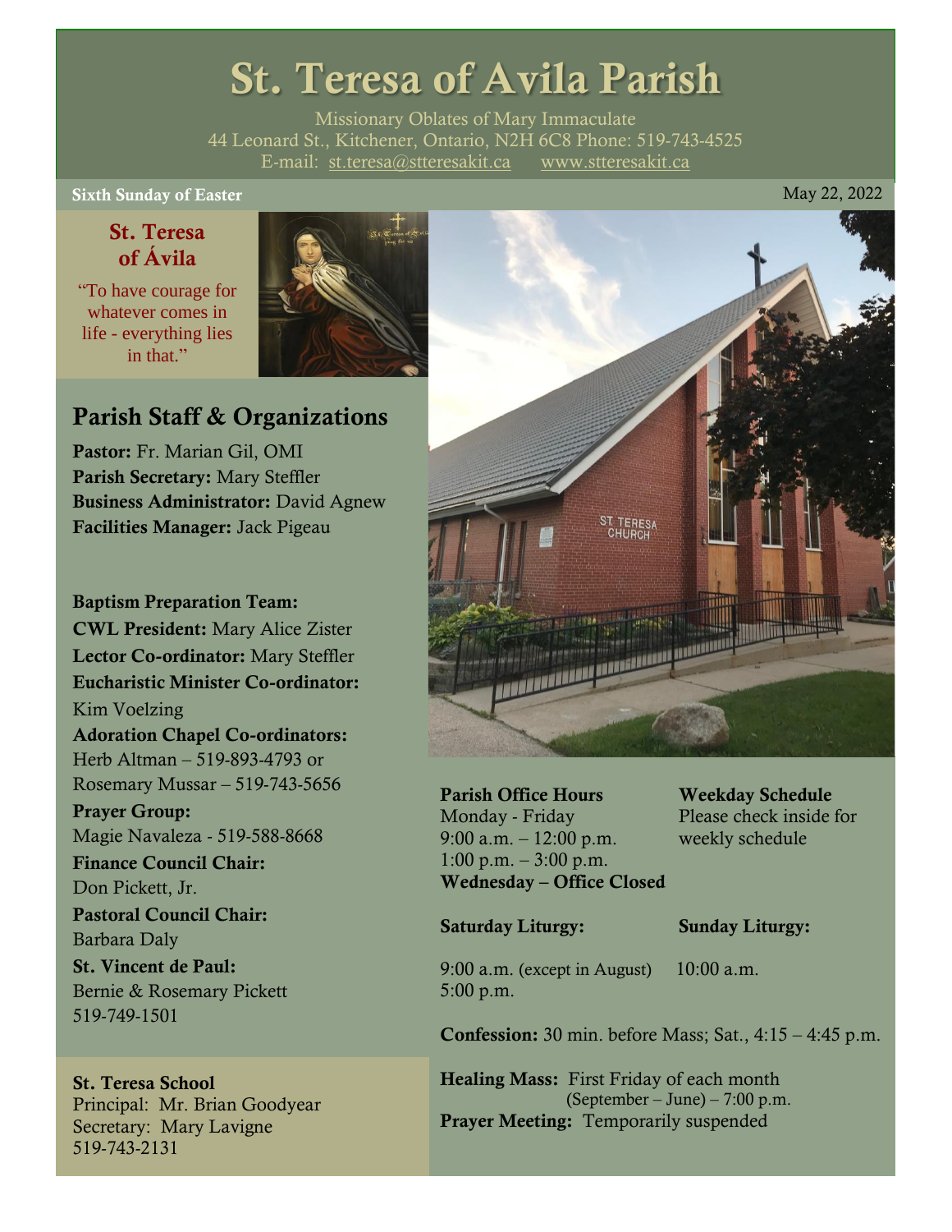# St. Teresa of Avila Parish

Missionary Oblates of Mary Immaculate
44 Leonard St., Kitchener, Ontario, N2H 6C8 Phone: 519-743-4525
E-mail: st.teresa@stteresakit.ca www.stteresakit.ca

**Sixth Sunday of Easter** May 22, 2022

### St. Teresa of Ávila

"To have courage for whatever comes in life - everything lies in that."

## Parish Staff & Organizations

**Pastor:** Fr. Marian Gil, OMI
**Parish Secretary:** Mary Steffler
**Business Administrator:** David Agnew
**Facilities Manager:** Jack Pigeau

**Baptism Preparation Team:**
**CWL President:** Mary Alice Zister
**Lector Co-ordinator:** Mary Steffler
**Eucharistic Minister Co-ordinator:** Kim Voelzing
**Adoration Chapel Co-ordinators:** Herb Altman – 519-893-4793 or Rosemary Mussar – 519-743-5656
**Prayer Group:** Magie Navaleza - 519-588-8668
**Finance Council Chair:** Don Pickett, Jr.
**Pastoral Council Chair:** Barbara Daly
**St. Vincent de Paul:** Bernie & Rosemary Pickett 519-749-1501

**St. Teresa School**
Principal: Mr. Brian Goodyear
Secretary: Mary Lavigne
519-743-2131

**Parish Office Hours**
Monday - Friday
9:00 a.m. – 12:00 p.m.
1:00 p.m. – 3:00 p.m.
**Wednesday – Office Closed**

**Weekday Schedule**
Please check inside for weekly schedule

**Saturday Liturgy:**
9:00 a.m. (except in August)
5:00 p.m.

**Sunday Liturgy:**
10:00 a.m.

**Confession:** 30 min. before Mass; Sat., 4:15 – 4:45 p.m.

**Healing Mass:** First Friday of each month (September – June) – 7:00 p.m.
**Prayer Meeting:** Temporarily suspended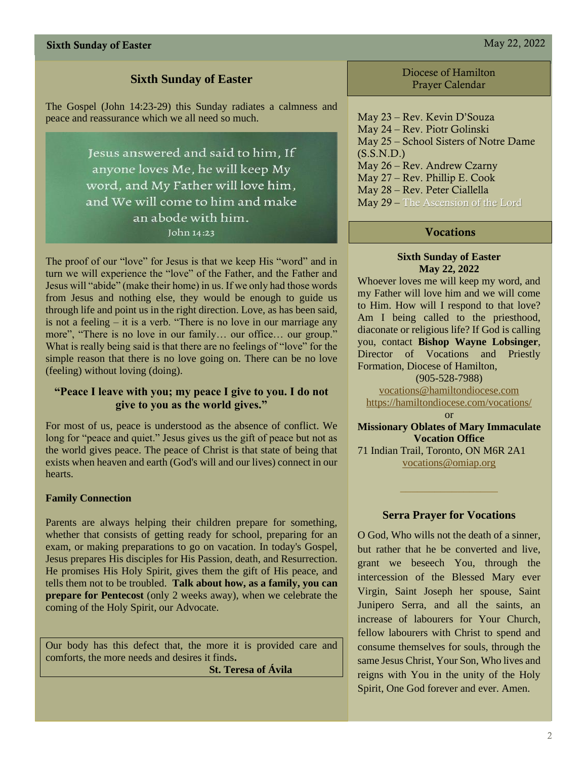## Sixth Sunday of Easter

The Gospel (John 14:23-29) this Sunday radiates a calmness and peace and reassurance which we all need so much.

Jesus answered and said to him, If anyone loves Me, he will keep My word, and My Father will love him, and We will come to him and make an abode with him.
John 14:23

The proof of our "love" for Jesus is that we keep His "word" and in turn we will experience the "love" of the Father, and the Father and Jesus will "abide" (make their home) in us. If we only had those words from Jesus and nothing else, they would be enough to guide us through life and point us in the right direction. Love, as has been said, is not a feeling – it is a verb. "There is no love in our marriage any more", "There is no love in our family… our office… our group." What is really being said is that there are no feelings of "love" for the simple reason that there is no love going on. There can be no love (feeling) without loving (doing).

### "Peace I leave with you; my peace I give to you. I do not give to you as the world gives."

For most of us, peace is understood as the absence of conflict. We long for "peace and quiet." Jesus gives us the gift of peace but not as the world gives peace. The peace of Christ is that state of being that exists when heaven and earth (God's will and our lives) connect in our hearts.

**Family Connection**

Parents are always helping their children prepare for something, whether that consists of getting ready for school, preparing for an exam, or making preparations to go on vacation. In today's Gospel, Jesus prepares His disciples for His Passion, death, and Resurrection. He promises His Holy Spirit, gives them the gift of His peace, and tells them not to be troubled. **Talk about how, as a family, you can prepare for Pentecost** (only 2 weeks away), when we celebrate the coming of the Holy Spirit, our Advocate.

Our body has this defect that, the more it is provided care and comforts, the more needs and desires it finds.

**St. Teresa of Ávila**

## Diocese of Hamilton Prayer Calendar

May 23 – Rev. Kevin D'Souza
May 24 – Rev. Piotr Golinski
May 25 – School Sisters of Notre Dame (S.S.N.D.)
May 26 – Rev. Andrew Czarny
May 27 – Rev. Phillip E. Cook
May 28 – Rev. Peter Ciallella
May 29 – The Ascension of the Lord

## Vocations

**Sixth Sunday of Easter**
**May 22, 2022**

Whoever loves me will keep my word, and my Father will love him and we will come to Him. How will I respond to that love? Am I being called to the priesthood, diaconate or religious life? If God is calling you, contact **Bishop Wayne Lobsinger**, Director of Vocations and Priestly Formation, Diocese of Hamilton,
(905-528-7988)
vocations@hamiltondiocese.com
https://hamiltondiocese.com/vocations/

or

**Missionary Oblates of Mary Immaculate Vocation Office**
71 Indian Trail, Toronto, ON M6R 2A1
vocations@omiap.org

## Serra Prayer for Vocations

O God, Who wills not the death of a sinner, but rather that he be converted and live, grant we beseech You, through the intercession of the Blessed Mary ever Virgin, Saint Joseph her spouse, Saint Junipero Serra, and all the saints, an increase of labourers for Your Church, fellow labourers with Christ to spend and consume themselves for souls, through the same Jesus Christ, Your Son, Who lives and reigns with You in the unity of the Holy Spirit, One God forever and ever. Amen.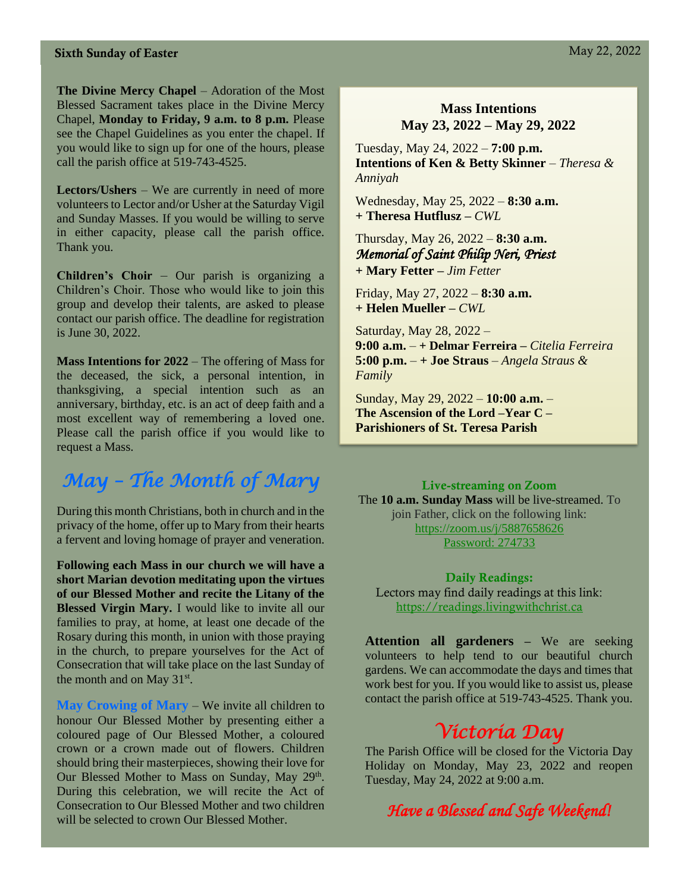**The Divine Mercy Chapel** – Adoration of the Most Blessed Sacrament takes place in the Divine Mercy Chapel, **Monday to Friday, 9 a.m. to 8 p.m.** Please see the Chapel Guidelines as you enter the chapel. If you would like to sign up for one of the hours, please call the parish office at 519-743-4525.

**Lectors/Ushers** – We are currently in need of more volunteers to Lector and/or Usher at the Saturday Vigil and Sunday Masses. If you would be willing to serve in either capacity, please call the parish office. Thank you.

**Children's Choir** – Our parish is organizing a Children's Choir. Those who would like to join this group and develop their talents, are asked to please contact our parish office. The deadline for registration is June 30, 2022.

**Mass Intentions for 2022** – The offering of Mass for the deceased, the sick, a personal intention, in thanksgiving, a special intention such as an anniversary, birthday, etc. is an act of deep faith and a most excellent way of remembering a loved one. Please call the parish office if you would like to request a Mass.

## *May – The Month of Mary*

During this month Christians, both in church and in the privacy of the home, offer up to Mary from their hearts a fervent and loving homage of prayer and veneration.

**Following each Mass in our church we will have a short Marian devotion meditating upon the virtues of our Blessed Mother and recite the Litany of the Blessed Virgin Mary.** I would like to invite all our families to pray, at home, at least one decade of the Rosary during this month, in union with those praying in the church, to prepare yourselves for the Act of Consecration that will take place on the last Sunday of the month and on May 31st.

**May Crowing of Mary** – We invite all children to honour Our Blessed Mother by presenting either a coloured page of Our Blessed Mother, a coloured crown or a crown made out of flowers. Children should bring their masterpieces, showing their love for Our Blessed Mother to Mass on Sunday, May 29th. During this celebration, we will recite the Act of Consecration to Our Blessed Mother and two children will be selected to crown Our Blessed Mother.

### Mass Intentions
### May 23, 2022 – May 29, 2022

Tuesday, May 24, 2022 – **7:00 p.m.**
**Intentions of Ken & Betty Skinner** – *Theresa & Anniyah*

Wednesday, May 25, 2022 – **8:30 a.m.**
**+ Theresa Hutflusz –** *CWL*

Thursday, May 26, 2022 – **8:30 a.m.**
***Memorial of Saint Philip Neri, Priest***
**+ Mary Fetter –** *Jim Fetter*

Friday, May 27, 2022 – **8:30 a.m.**
**+ Helen Mueller –** *CWL*

Saturday, May 28, 2022 –
**9:00 a.m.** – **+ Delmar Ferreira –** *Citelia Ferreira*
**5:00 p.m.** – **+ Joe Straus** – *Angela Straus & Family*

Sunday, May 29, 2022 – **10:00 a.m.** –
**The Ascension of the Lord –Year C – Parishioners of St. Teresa Parish**

**Live-streaming on Zoom**

The **10 a.m. Sunday Mass** will be live-streamed. To join Father, click on the following link:
https://zoom.us/j/5887658626
Password: 274733

**Daily Readings:**

Lectors may find daily readings at this link:
https://readings.livingwithchrist.ca

**Attention all gardeners** – We are seeking volunteers to help tend to our beautiful church gardens. We can accommodate the days and times that work best for you. If you would like to assist us, please contact the parish office at 519-743-4525. Thank you.

## *Victoria Day*

The Parish Office will be closed for the Victoria Day Holiday on Monday, May 23, 2022 and reopen Tuesday, May 24, 2022 at 9:00 a.m.

***Have a Blessed and Safe Weekend!***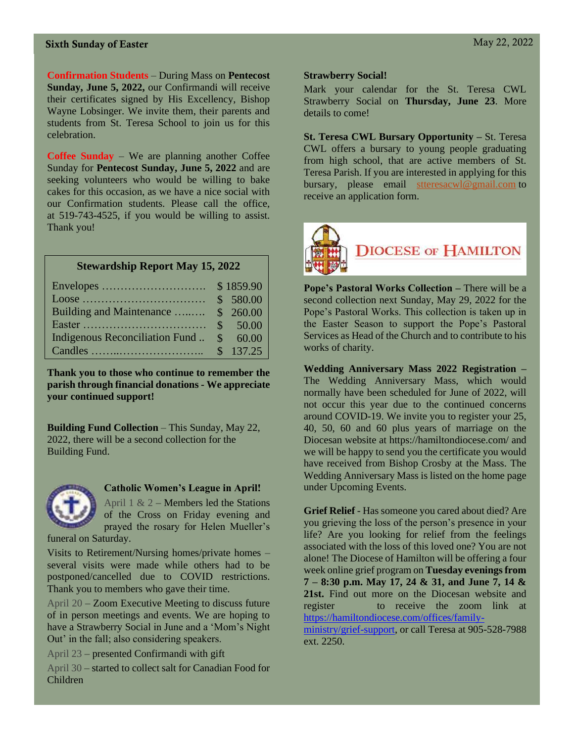**Confirmation Students** – During Mass on **Pentecost Sunday, June 5, 2022,** our Confirmandi will receive their certificates signed by His Excellency, Bishop Wayne Lobsinger. We invite them, their parents and students from St. Teresa School to join us for this celebration.

**Coffee Sunday** – We are planning another Coffee Sunday for **Pentecost Sunday, June 5, 2022** and are seeking volunteers who would be willing to bake cakes for this occasion, as we have a nice social with our Confirmation students. Please call the office, at 519-743-4525, if you would be willing to assist. Thank you!

**Stewardship Report May 15, 2022**

| | |
|---|---|
| Envelopes ………………………. | $ 1859.90 |
| Loose …………………………… | $ 580.00 |
| Building and Maintenance …..….. | $ 260.00 |
| Easter …………………………… | $ 50.00 |
| Indigenous Reconciliation Fund .. | $ 60.00 |
| Candles ……..………………….. | $ 137.25 |

**Thank you to those who continue to remember the parish through financial donations - We appreciate your continued support!**

**Building Fund Collection** – This Sunday, May 22, 2022, there will be a second collection for the Building Fund.

**Catholic Women's League in April!**

April 1 & 2 – Members led the Stations of the Cross on Friday evening and prayed the rosary for Helen Mueller's funeral on Saturday.

Visits to Retirement/Nursing homes/private homes – several visits were made while others had to be postponed/cancelled due to COVID restrictions. Thank you to members who gave their time.

April 20 – Zoom Executive Meeting to discuss future of in person meetings and events. We are hoping to have a Strawberry Social in June and a 'Mom's Night Out' in the fall; also considering speakers.

April 23 – presented Confirmandi with gift

April 30 – started to collect salt for Canadian Food for Children

**Strawberry Social!**

Mark your calendar for the St. Teresa CWL Strawberry Social on **Thursday, June 23**. More details to come!

**St. Teresa CWL Bursary Opportunity –** St. Teresa CWL offers a bursary to young people graduating from high school, that are active members of St. Teresa Parish. If you are interested in applying for this bursary, please email stteresacwl@gmail.com to receive an application form.

**Diocese of Hamilton**

**Pope's Pastoral Works Collection –** There will be a second collection next Sunday, May 29, 2022 for the Pope's Pastoral Works. This collection is taken up in the Easter Season to support the Pope's Pastoral Services as Head of the Church and to contribute to his works of charity.

**Wedding Anniversary Mass 2022 Registration –** The Wedding Anniversary Mass, which would normally have been scheduled for June of 2022, will not occur this year due to the continued concerns around COVID-19. We invite you to register your 25, 40, 50, 60 and 60 plus years of marriage on the Diocesan website at https://hamiltondiocese.com/ and we will be happy to send you the certificate you would have received from Bishop Crosby at the Mass. The Wedding Anniversary Mass is listed on the home page under Upcoming Events.

**Grief Relief** - Has someone you cared about died? Are you grieving the loss of the person's presence in your life? Are you looking for relief from the feelings associated with the loss of this loved one? You are not alone! The Diocese of Hamilton will be offering a four week online grief program on **Tuesday evenings from 7 – 8:30 p.m. May 17, 24 & 31, and June 7, 14 & 21st.** Find out more on the Diocesan website and register to receive the zoom link at https://hamiltondiocese.com/offices/family-ministry/grief-support, or call Teresa at 905-528-7988 ext. 2250.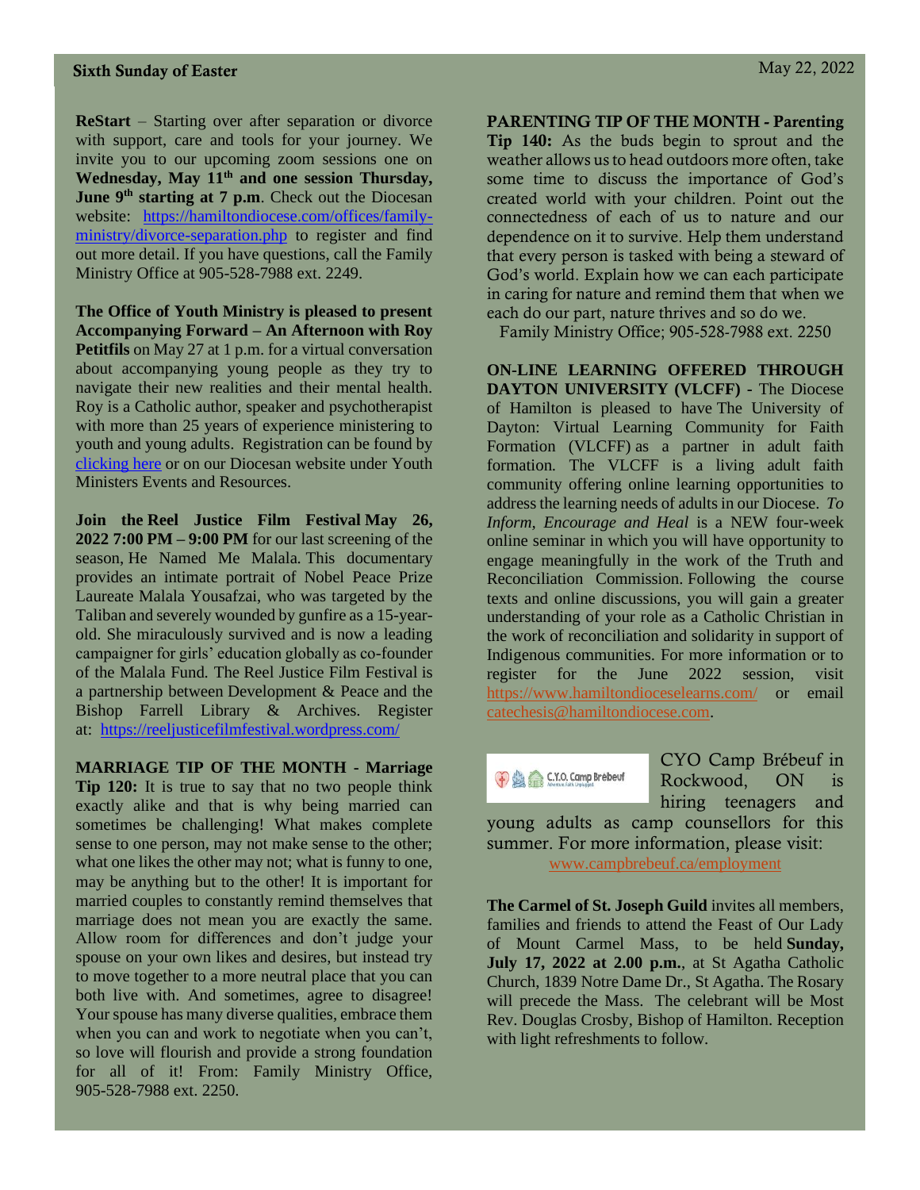**ReStart** – Starting over after separation or divorce with support, care and tools for your journey. We invite you to our upcoming zoom sessions one on **Wednesday, May 11th and one session Thursday, June 9th starting at 7 p.m**. Check out the Diocesan website: https://hamiltondiocese.com/offices/family-ministry/divorce-separation.php to register and find out more detail. If you have questions, call the Family Ministry Office at 905-528-7988 ext. 2249.

**The Office of Youth Ministry is pleased to present Accompanying Forward – An Afternoon with Roy Petitfils** on May 27 at 1 p.m. for a virtual conversation about accompanying young people as they try to navigate their new realities and their mental health. Roy is a Catholic author, speaker and psychotherapist with more than 25 years of experience ministering to youth and young adults. Registration can be found by clicking here or on our Diocesan website under Youth Ministers Events and Resources.

**Join the Reel Justice Film Festival May 26, 2022 7:00 PM – 9:00 PM** for our last screening of the season, He Named Me Malala. This documentary provides an intimate portrait of Nobel Peace Prize Laureate Malala Yousafzai, who was targeted by the Taliban and severely wounded by gunfire as a 15-year-old. She miraculously survived and is now a leading campaigner for girls' education globally as co-founder of the Malala Fund. The Reel Justice Film Festival is a partnership between Development & Peace and the Bishop Farrell Library & Archives. Register at: https://reeljusticefilmfestival.wordpress.com/

**MARRIAGE TIP OF THE MONTH - Marriage Tip 120:** It is true to say that no two people think exactly alike and that is why being married can sometimes be challenging! What makes complete sense to one person, may not make sense to the other; what one likes the other may not; what is funny to one, may be anything but to the other! It is important for married couples to constantly remind themselves that marriage does not mean you are exactly the same. Allow room for differences and don't judge your spouse on your own likes and desires, but instead try to move together to a more neutral place that you can both live with. And sometimes, agree to disagree! Your spouse has many diverse qualities, embrace them when you can and work to negotiate when you can't, so love will flourish and provide a strong foundation for all of it! From: Family Ministry Office, 905-528-7988 ext. 2250.

**PARENTING TIP OF THE MONTH - Parenting Tip 140:** As the buds begin to sprout and the weather allows us to head outdoors more often, take some time to discuss the importance of God's created world with your children. Point out the connectedness of each of us to nature and our dependence on it to survive. Help them understand that every person is tasked with being a steward of God's world. Explain how we can each participate in caring for nature and remind them that when we each do our part, nature thrives and so do we.
Family Ministry Office; 905-528-7988 ext. 2250

**ON-LINE LEARNING OFFERED THROUGH DAYTON UNIVERSITY (VLCFF) -** The Diocese of Hamilton is pleased to have The University of Dayton: Virtual Learning Community for Faith Formation (VLCFF) as a partner in adult faith formation. The VLCFF is a living adult faith community offering online learning opportunities to address the learning needs of adults in our Diocese. *To Inform, Encourage and Heal* is a NEW four-week online seminar in which you will have opportunity to engage meaningfully in the work of the Truth and Reconciliation Commission. Following the course texts and online discussions, you will gain a greater understanding of your role as a Catholic Christian in the work of reconciliation and solidarity in support of Indigenous communities. For more information or to register for the June 2022 session, visit https://www.hamiltondioceselearns.com/ or email catechesis@hamiltondiocese.com.

C.Y.O. Camp Brébeuf

CYO Camp Brébeuf in Rockwood, ON is hiring teenagers and young adults as camp counsellors for this summer. For more information, please visit: www.campbrebeuf.ca/employment

**The Carmel of St. Joseph Guild** invites all members, families and friends to attend the Feast of Our Lady of Mount Carmel Mass, to be held **Sunday, July 17, 2022 at 2.00 p.m.**, at St Agatha Catholic Church, 1839 Notre Dame Dr., St Agatha. The Rosary will precede the Mass. The celebrant will be Most Rev. Douglas Crosby, Bishop of Hamilton. Reception with light refreshments to follow.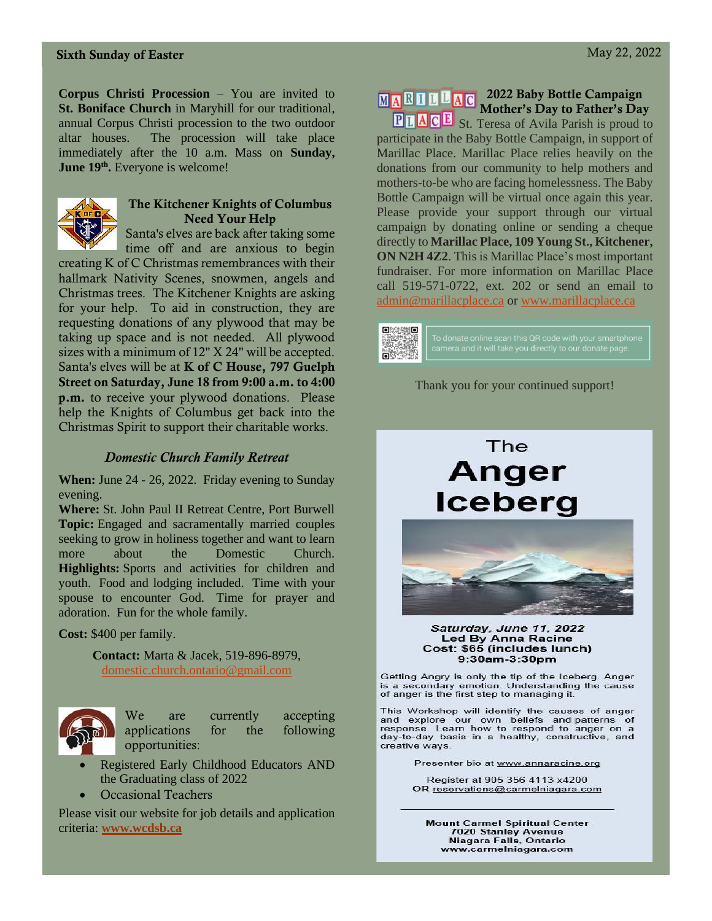**Corpus Christi Procession** – You are invited to **St. Boniface Church** in Maryhill for our traditional, annual Corpus Christi procession to the two outdoor altar houses. The procession will take place immediately after the 10 a.m. Mass on **Sunday, June 19th.** Everyone is welcome!

## The Kitchener Knights of Columbus Need Your Help

Santa's elves are back after taking some time off and are anxious to begin creating K of C Christmas remembrances with their hallmark Nativity Scenes, snowmen, angels and Christmas trees. The Kitchener Knights are asking for your help. To aid in construction, they are requesting donations of any plywood that may be taking up space and is not needed. All plywood sizes with a minimum of 12" X 24" will be accepted. Santa's elves will be at **K of C House, 797 Guelph Street on Saturday, June 18 from 9:00 a.m. to 4:00 p.m.** to receive your plywood donations. Please help the Knights of Columbus get back into the Christmas Spirit to support their charitable works.

## *Domestic Church Family Retreat*

**When:** June 24 - 26, 2022. Friday evening to Sunday evening.
**Where:** St. John Paul II Retreat Centre, Port Burwell
**Topic:** Engaged and sacramentally married couples seeking to grow in holiness together and want to learn more about the Domestic Church.
**Highlights:** Sports and activities for children and youth. Food and lodging included. Time with your spouse to encounter God. Time for prayer and adoration. Fun for the whole family.

**Cost:** $400 per family.

**Contact:** Marta & Jacek, 519-896-8979, domestic.church.ontario@gmail.com

We are currently accepting applications for the following opportunities:

- Registered Early Childhood Educators AND the Graduating class of 2022
- Occasional Teachers

Please visit our website for job details and application criteria: **www.wcdsb.ca**

## MARILLAC PLACE — 2022 Baby Bottle Campaign Mother's Day to Father's Day

St. Teresa of Avila Parish is proud to participate in the Baby Bottle Campaign, in support of Marillac Place. Marillac Place relies heavily on the donations from our community to help mothers and mothers-to-be who are facing homelessness. The Baby Bottle Campaign will be virtual once again this year. Please provide your support through our virtual campaign by donating online or sending a cheque directly to **Marillac Place, 109 Young St., Kitchener, ON N2H 4Z2**. This is Marillac Place's most important fundraiser. For more information on Marillac Place call 519-571-0722, ext. 202 or send an email to admin@marillacplace.ca or www.marillacplace.ca

To donate online scan this QR code with your smartphone camera and it will take you directly to our donate page.

Thank you for your continued support!

## The Anger Iceberg

***Saturday, June 11, 2022***
**Led By Anna Racine**
**Cost: $65 (includes lunch)**
**9:30am-3:30pm**

Getting Angry is only the tip of the Iceberg. Anger is a secondary emotion. Understanding the cause of anger is the first step to managing it.

This Workshop will identify the causes of anger and explore our own beliefs and patterns of response. Learn how to respond to anger on a day-to-day basis in a healthy, constructive, and creative ways.

Presenter bio at www.annaracine.org

Register at 905 356 4113 x4200
OR reservations@carmelniagara.com

**Mount Carmel Spiritual Center**
**7020 Stanley Avenue**
**Niagara Falls, Ontario**
**www.carmelniagara.com**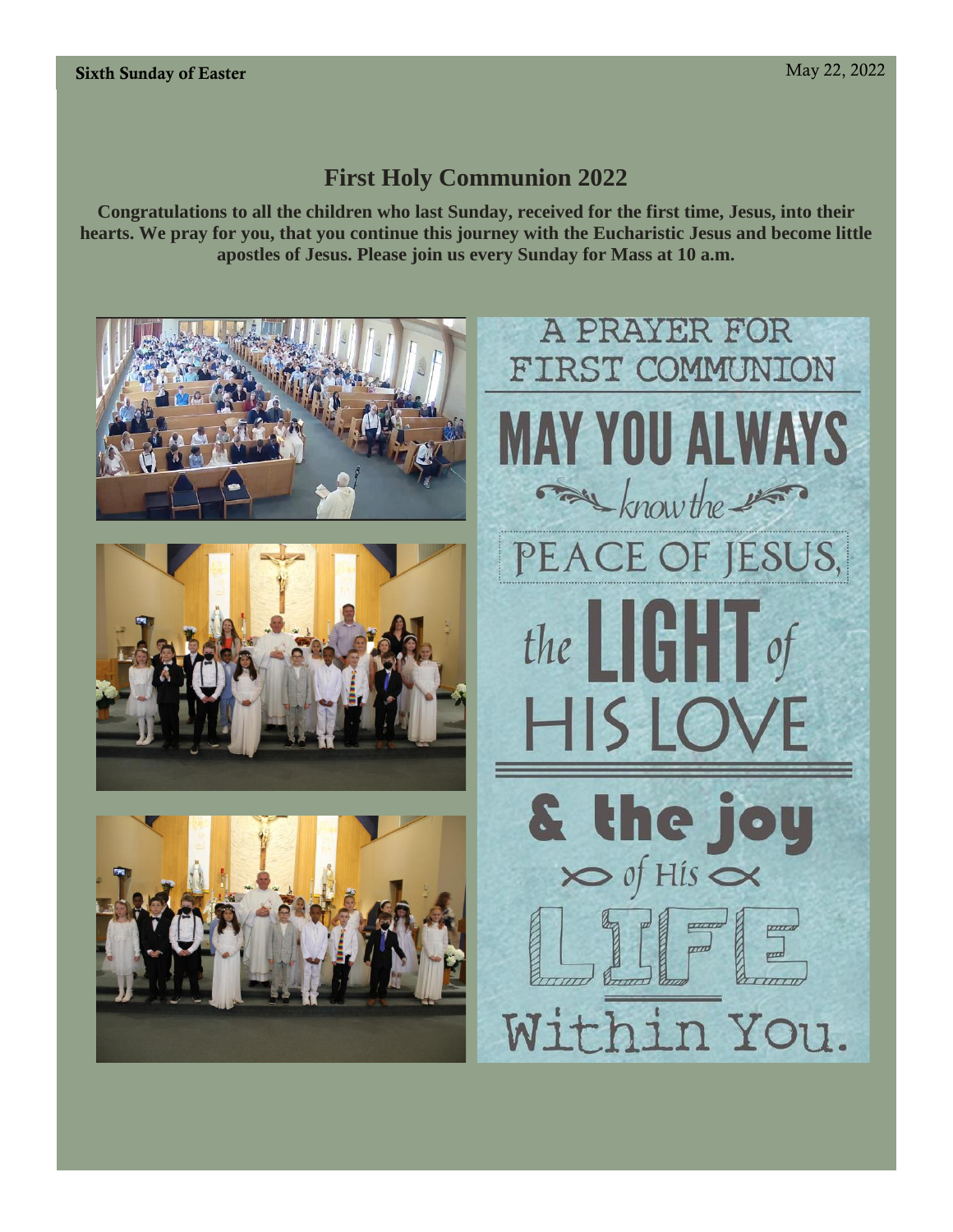## First Holy Communion 2022

**Congratulations to all the children who last Sunday, received for the first time, Jesus, into their hearts. We pray for you, that you continue this journey with the Eucharistic Jesus and become little apostles of Jesus. Please join us every Sunday for Mass at 10 a.m.**

A PRAYER FOR FIRST COMMUNION

MAY YOU ALWAYS know the PEACE OF JESUS, the LIGHT of HIS LOVE & the joy of His LIFE Within You.